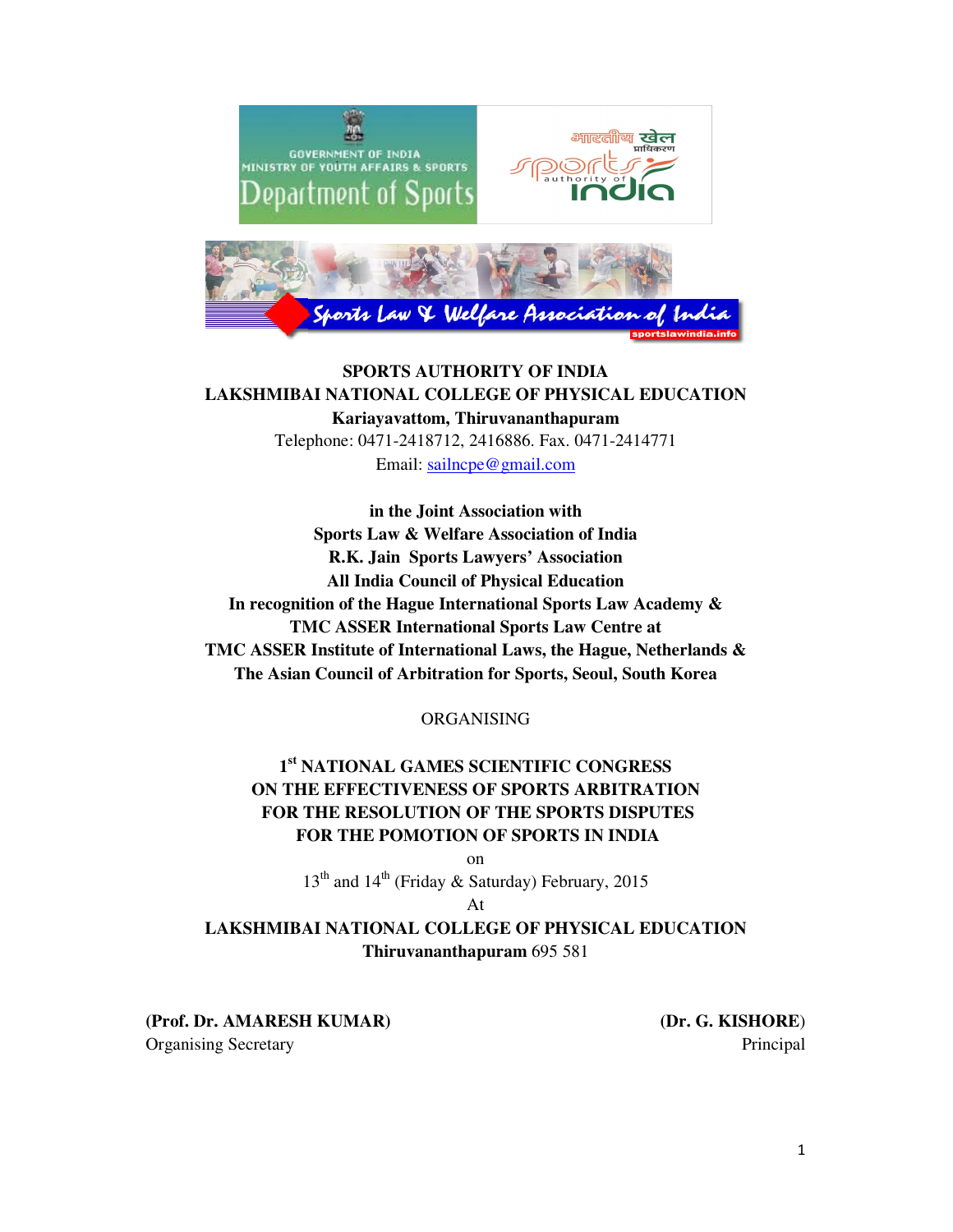**SPORTS AUTHORITY OF INDIA**
**LAKSHMIBAI NATIONAL COLLEGE OF PHYSICAL EDUCATION**
**Kariayavattom, Thiruvananthapuram**
Telephone: 0471-2418712, 2416886. Fax. 0471-2414771
Email: sailncpe@gmail.com

**in the Joint Association with**
**Sports Law & Welfare Association of India**
**R.K. Jain Sports Lawyers' Association**
**All India Council of Physical Education**
**In recognition of the Hague International Sports Law Academy &**
**TMC ASSER International Sports Law Centre at**
**TMC ASSER Institute of International Laws, the Hague, Netherlands &**
**The Asian Council of Arbitration for Sports, Seoul, South Korea**

ORGANISING

# 1st NATIONAL GAMES SCIENTIFIC CONGRESS ON THE EFFECTIVENESS OF SPORTS ARBITRATION FOR THE RESOLUTION OF THE SPORTS DISPUTES FOR THE POMOTION OF SPORTS IN INDIA

on
13th and 14th (Friday & Saturday) February, 2015
At
**LAKSHMIBAI NATIONAL COLLEGE OF PHYSICAL EDUCATION**
**Thiruvananthapuram** 695 581

**(Prof. Dr. AMARESH KUMAR)**
Organising Secretary

**(Dr. G. KISHORE)**
Principal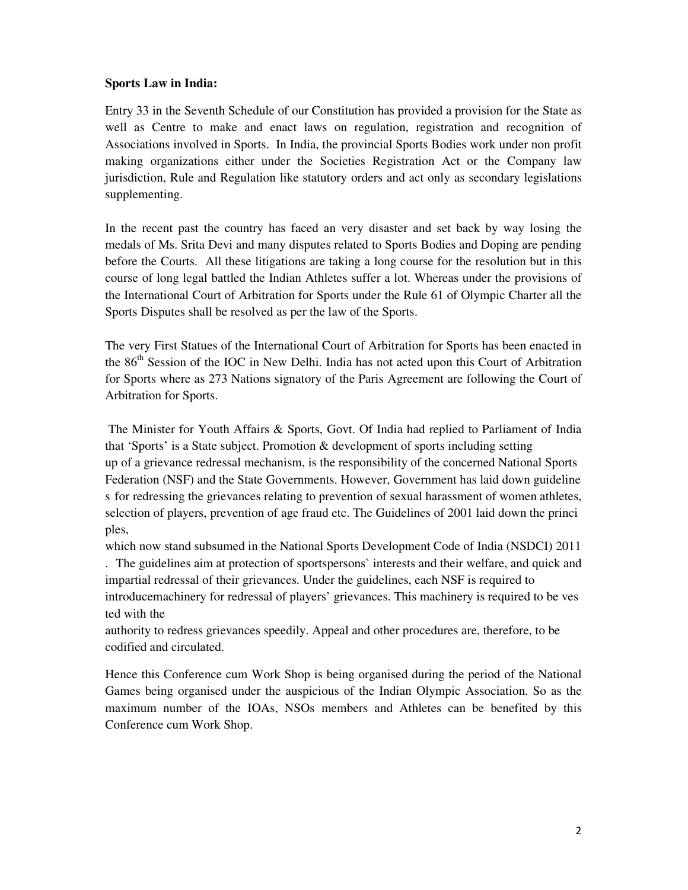**Sports Law in India:**

Entry 33 in the Seventh Schedule of our Constitution has provided a provision for the State as well as Centre to make and enact laws on regulation, registration and recognition of Associations involved in Sports. In India, the provincial Sports Bodies work under non profit making organizations either under the Societies Registration Act or the Company law jurisdiction, Rule and Regulation like statutory orders and act only as secondary legislations supplementing.

In the recent past the country has faced an very disaster and set back by way losing the medals of Ms. Srita Devi and many disputes related to Sports Bodies and Doping are pending before the Courts. All these litigations are taking a long course for the resolution but in this course of long legal battled the Indian Athletes suffer a lot. Whereas under the provisions of the International Court of Arbitration for Sports under the Rule 61 of Olympic Charter all the Sports Disputes shall be resolved as per the law of the Sports.

The very First Statues of the International Court of Arbitration for Sports has been enacted in the 86th Session of the IOC in New Delhi. India has not acted upon this Court of Arbitration for Sports where as 273 Nations signatory of the Paris Agreement are following the Court of Arbitration for Sports.

The Minister for Youth Affairs & Sports, Govt. Of India had replied to Parliament of India that 'Sports' is a State subject. Promotion & development of sports including setting up of a grievance redressal mechanism, is the responsibility of the concerned National Sports Federation (NSF) and the State Governments. However, Government has laid down guidelines for redressing the grievances relating to prevention of sexual harassment of women athletes, selection of players, prevention of age fraud etc. The Guidelines of 2001 laid down the principles, which now stand subsumed in the National Sports Development Code of India (NSDCI) 2011. The guidelines aim at protection of sportspersons` interests and their welfare, and quick and impartial redressal of their grievances. Under the guidelines, each NSF is required to introducemachinery for redressal of players' grievances. This machinery is required to be vested with the authority to redress grievances speedily. Appeal and other procedures are, therefore, to be codified and circulated.

Hence this Conference cum Work Shop is being organised during the period of the National Games being organised under the auspicious of the Indian Olympic Association. So as the maximum number of the IOAs, NSOs members and Athletes can be benefited by this Conference cum Work Shop.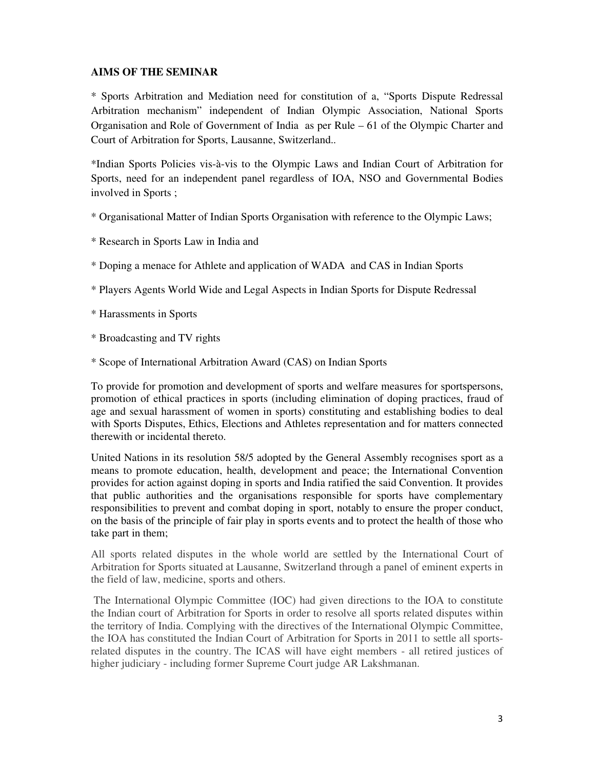**AIMS OF THE SEMINAR**

* Sports Arbitration and Mediation need for constitution of a, "Sports Dispute Redressal Arbitration mechanism" independent of Indian Olympic Association, National Sports Organisation and Role of Government of India as per Rule – 61 of the Olympic Charter and Court of Arbitration for Sports, Lausanne, Switzerland..

*Indian Sports Policies vis-à-vis to the Olympic Laws and Indian Court of Arbitration for Sports, need for an independent panel regardless of IOA, NSO and Governmental Bodies involved in Sports ;

* Organisational Matter of Indian Sports Organisation with reference to the Olympic Laws;

* Research in Sports Law in India and

* Doping a menace for Athlete and application of WADA and CAS in Indian Sports

* Players Agents World Wide and Legal Aspects in Indian Sports for Dispute Redressal

* Harassments in Sports

* Broadcasting and TV rights

* Scope of International Arbitration Award (CAS) on Indian Sports

To provide for promotion and development of sports and welfare measures for sportspersons, promotion of ethical practices in sports (including elimination of doping practices, fraud of age and sexual harassment of women in sports) constituting and establishing bodies to deal with Sports Disputes, Ethics, Elections and Athletes representation and for matters connected therewith or incidental thereto.

United Nations in its resolution 58/5 adopted by the General Assembly recognises sport as a means to promote education, health, development and peace; the International Convention provides for action against doping in sports and India ratified the said Convention. It provides that public authorities and the organisations responsible for sports have complementary responsibilities to prevent and combat doping in sport, notably to ensure the proper conduct, on the basis of the principle of fair play in sports events and to protect the health of those who take part in them;

All sports related disputes in the whole world are settled by the International Court of Arbitration for Sports situated at Lausanne, Switzerland through a panel of eminent experts in the field of law, medicine, sports and others.

The International Olympic Committee (IOC) had given directions to the IOA to constitute the Indian court of Arbitration for Sports in order to resolve all sports related disputes within the territory of India. Complying with the directives of the International Olympic Committee, the IOA has constituted the Indian Court of Arbitration for Sports in 2011 to settle all sports-related disputes in the country. The ICAS will have eight members - all retired justices of higher judiciary - including former Supreme Court judge AR Lakshmanan.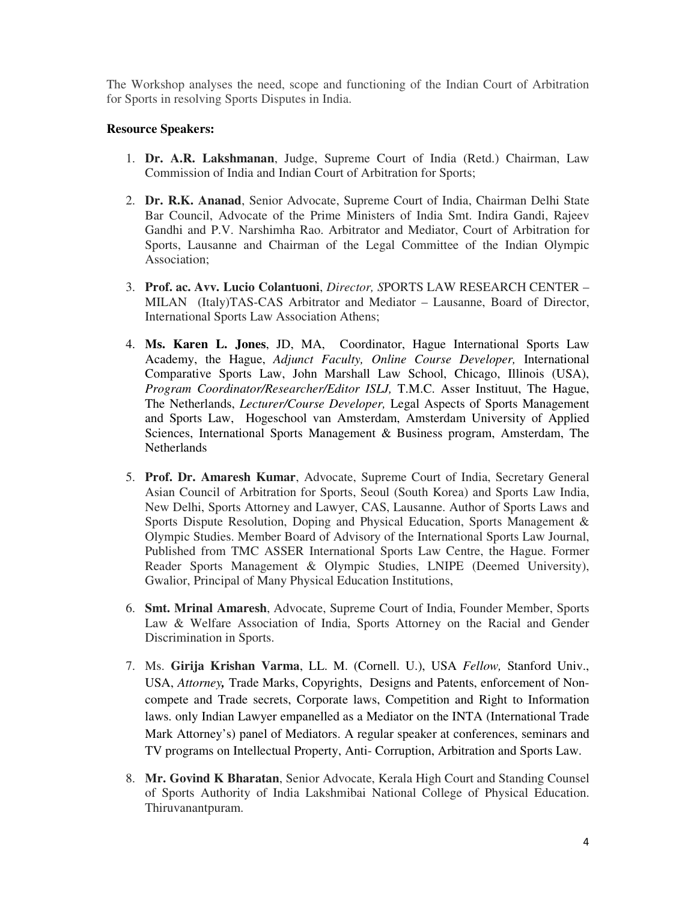The Workshop analyses the need, scope and functioning of the Indian Court of Arbitration for Sports in resolving Sports Disputes in India.

**Resource Speakers:**

1. **Dr. A.R. Lakshmanan**, Judge, Supreme Court of India (Retd.) Chairman, Law Commission of India and Indian Court of Arbitration for Sports;

2. **Dr. R.K. Ananad**, Senior Advocate, Supreme Court of India, Chairman Delhi State Bar Council, Advocate of the Prime Ministers of India Smt. Indira Gandi, Rajeev Gandhi and P.V. Narshimha Rao. Arbitrator and Mediator, Court of Arbitration for Sports, Lausanne and Chairman of the Legal Committee of the Indian Olympic Association;

3. **Prof. ac. Avv. Lucio Colantuoni**, *Director, S*PORTS LAW RESEARCH CENTER – MILAN (Italy)TAS-CAS Arbitrator and Mediator – Lausanne, Board of Director, International Sports Law Association Athens;

4. **Ms. Karen L. Jones**, JD, MA, Coordinator, Hague International Sports Law Academy, the Hague, *Adjunct Faculty, Online Course Developer,* International Comparative Sports Law, John Marshall Law School, Chicago, Illinois (USA), *Program Coordinator/Researcher/Editor ISLJ,* T.M.C. Asser Instituut, The Hague, The Netherlands, *Lecturer/Course Developer,* Legal Aspects of Sports Management and Sports Law, Hogeschool van Amsterdam, Amsterdam University of Applied Sciences, International Sports Management & Business program, Amsterdam, The Netherlands

5. **Prof. Dr. Amaresh Kumar**, Advocate, Supreme Court of India, Secretary General Asian Council of Arbitration for Sports, Seoul (South Korea) and Sports Law India, New Delhi, Sports Attorney and Lawyer, CAS, Lausanne. Author of Sports Laws and Sports Dispute Resolution, Doping and Physical Education, Sports Management & Olympic Studies. Member Board of Advisory of the International Sports Law Journal, Published from TMC ASSER International Sports Law Centre, the Hague. Former Reader Sports Management & Olympic Studies, LNIPE (Deemed University), Gwalior, Principal of Many Physical Education Institutions,

6. **Smt. Mrinal Amaresh**, Advocate, Supreme Court of India, Founder Member, Sports Law & Welfare Association of India, Sports Attorney on the Racial and Gender Discrimination in Sports.

7. Ms. **Girija Krishan Varma**, LL. M. (Cornell. U.), USA *Fellow,* Stanford Univ., USA, *Attorney,* Trade Marks, Copyrights, Designs and Patents, enforcement of Non-compete and Trade secrets, Corporate laws, Competition and Right to Information laws. only Indian Lawyer empanelled as a Mediator on the INTA (International Trade Mark Attorney's) panel of Mediators. A regular speaker at conferences, seminars and TV programs on Intellectual Property, Anti- Corruption, Arbitration and Sports Law.

8. **Mr. Govind K Bharatan**, Senior Advocate, Kerala High Court and Standing Counsel of Sports Authority of India Lakshmibai National College of Physical Education. Thiruvanantpuram.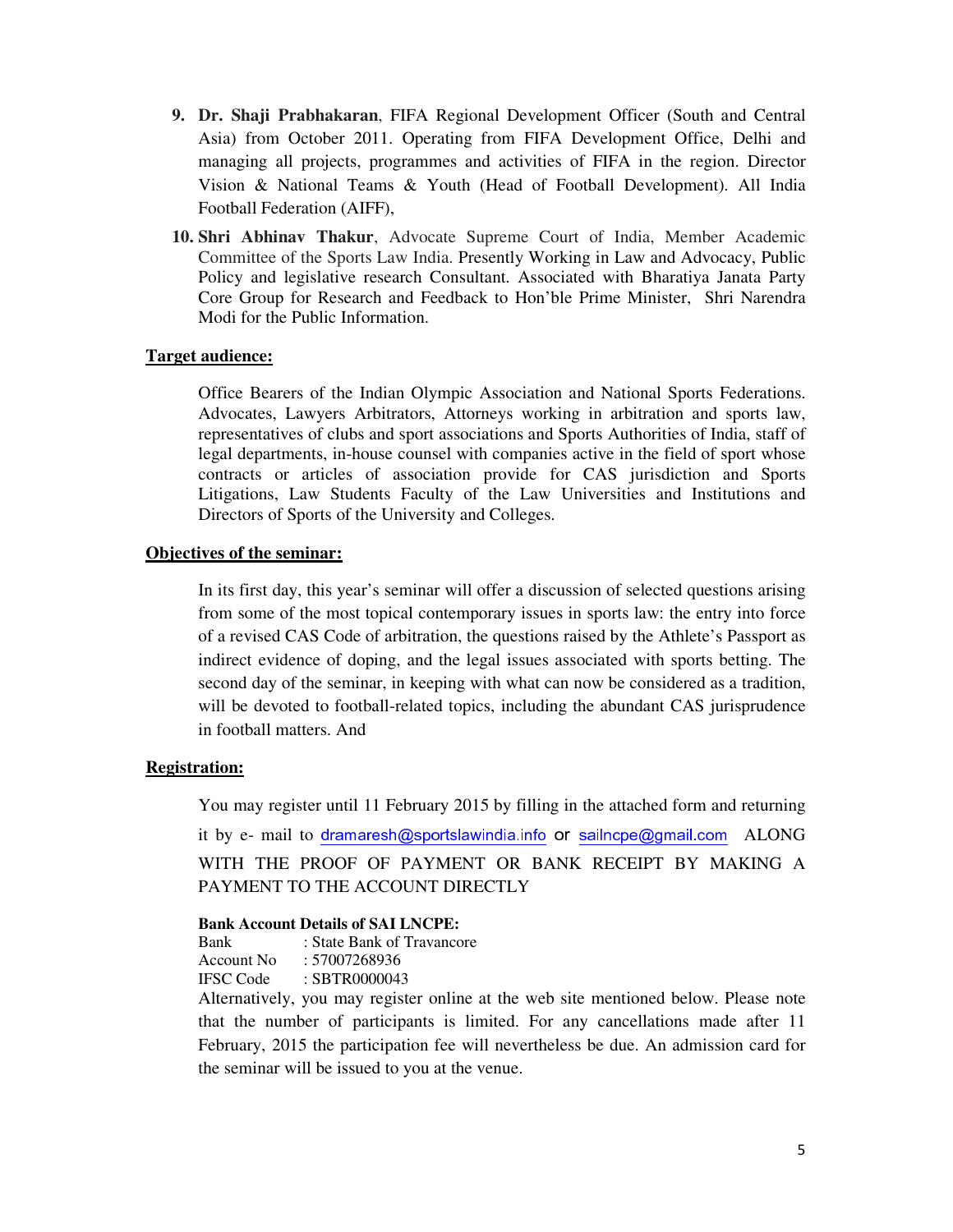9. **Dr. Shaji Prabhakaran**, FIFA Regional Development Officer (South and Central Asia) from October 2011. Operating from FIFA Development Office, Delhi and managing all projects, programmes and activities of FIFA in the region. Director Vision & National Teams & Youth (Head of Football Development). All India Football Federation (AIFF),

10. **Shri Abhinav Thakur**, Advocate Supreme Court of India, Member Academic Committee of the Sports Law India. Presently Working in Law and Advocacy, Public Policy and legislative research Consultant. Associated with Bharatiya Janata Party Core Group for Research and Feedback to Hon'ble Prime Minister, Shri Narendra Modi for the Public Information.

**Target audience:**

Office Bearers of the Indian Olympic Association and National Sports Federations. Advocates, Lawyers Arbitrators, Attorneys working in arbitration and sports law, representatives of clubs and sport associations and Sports Authorities of India, staff of legal departments, in-house counsel with companies active in the field of sport whose contracts or articles of association provide for CAS jurisdiction and Sports Litigations, Law Students Faculty of the Law Universities and Institutions and Directors of Sports of the University and Colleges.

**Objectives of the seminar:**

In its first day, this year's seminar will offer a discussion of selected questions arising from some of the most topical contemporary issues in sports law: the entry into force of a revised CAS Code of arbitration, the questions raised by the Athlete's Passport as indirect evidence of doping, and the legal issues associated with sports betting. The second day of the seminar, in keeping with what can now be considered as a tradition, will be devoted to football-related topics, including the abundant CAS jurisprudence in football matters. And

**Registration:**

You may register until 11 February 2015 by filling in the attached form and returning it by e- mail to dramaresh@sportslawindia.info or sailncpe@gmail.com ALONG WITH THE PROOF OF PAYMENT OR BANK RECEIPT BY MAKING A PAYMENT TO THE ACCOUNT DIRECTLY

**Bank Account Details of SAI LNCPE:**

Bank : State Bank of Travancore
Account No : 57007268936
IFSC Code : SBTR0000043

Alternatively, you may register online at the web site mentioned below. Please note that the number of participants is limited. For any cancellations made after 11 February, 2015 the participation fee will nevertheless be due. An admission card for the seminar will be issued to you at the venue.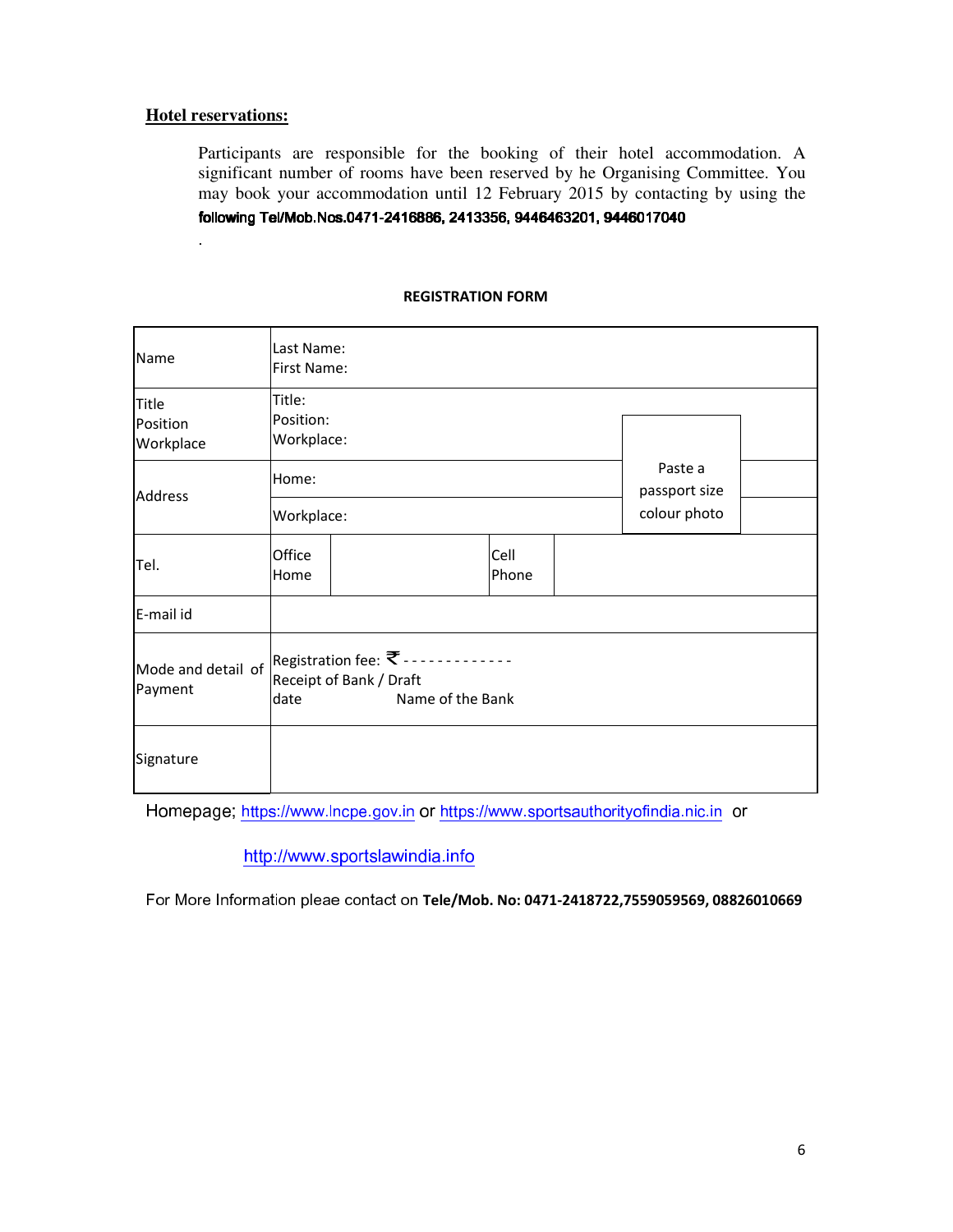**Hotel reservations:**

Participants are responsible for the booking of their hotel accommodation. A significant number of rooms have been reserved by he Organising Committee. You may book your accommodation until 12 February 2015 by contacting by using the **following Tel/Mob.Nos.0471-2416886, 2413356, 9446463201, 9446017040**

.

**REGISTRATION FORM**

| | | | | |
|---|---|---|---|---|
| Name | Last Name:<br>First Name: | | | |
| Title<br>Position<br>Workplace | Title:<br>Position:<br>Workplace: | | | Paste a passport size colour photo |
| Address | Home: | | | |
| | Workplace: | | | |
| Tel. | Office<br>Home | | Cell<br>Phone | |
| E-mail id | | | | |
| Mode and detail of Payment | Registration fee: ₹ - - - - - - - - - - - - -<br>Receipt of Bank / Draft<br>date Name of the Bank | | | |
| Signature | | | | |

Homepage; https://www.lncpe.gov.in or https://www.sportsauthorityofindia.nic.in or

http://www.sportslawindia.info

For More Information pleae contact on **Tele/Mob. No: 0471-2418722,7559059569, 08826010669**